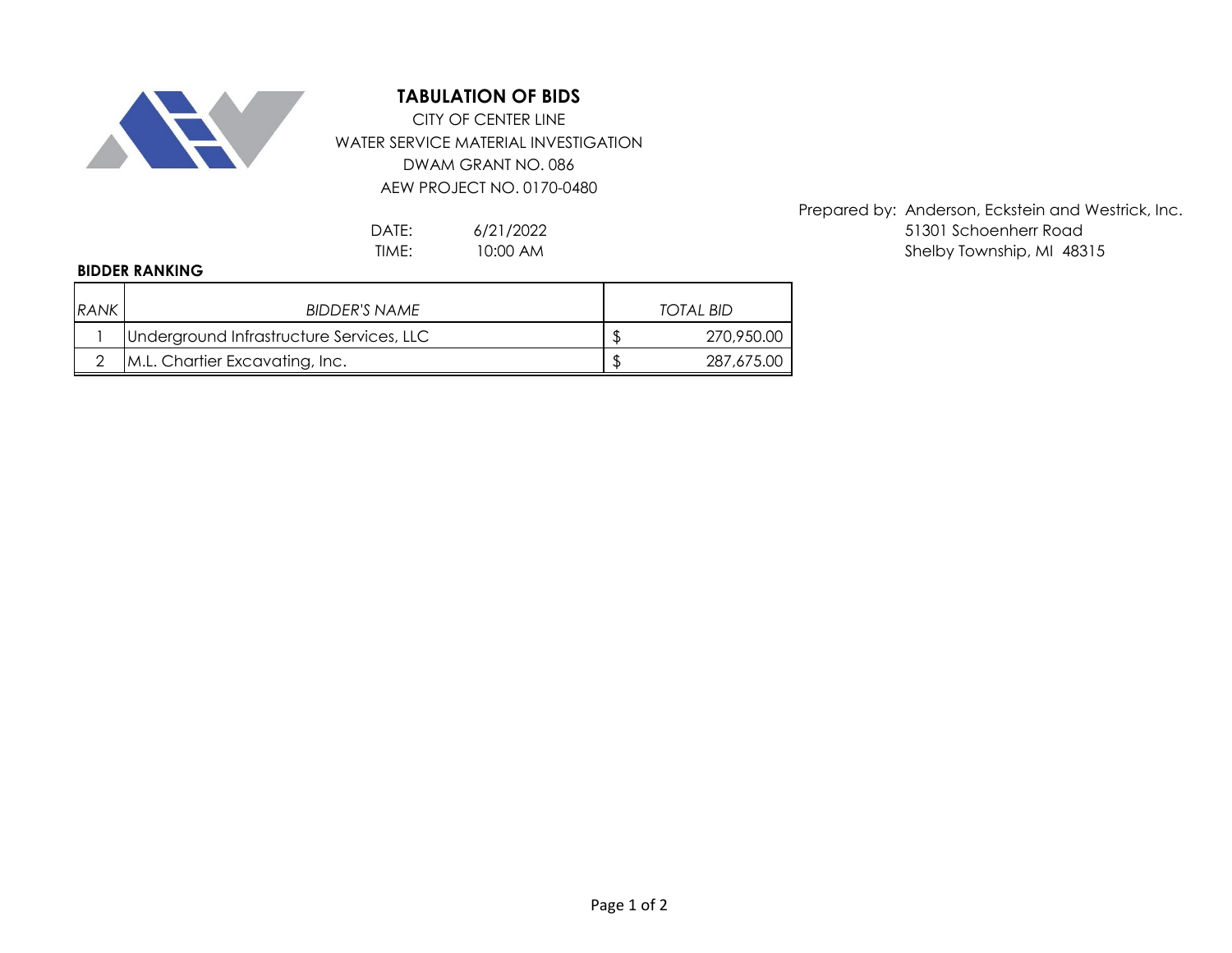# TABULATION OF BIDS

CITY OF CENTER LINE

WATER SERVICE MATERIAL INVESTIGATION

DWAM GRANT NO. 086

AEW PROJECT NO. 0170-0480

Prepared by: Anderson, Eckstein and Westrick, Inc.
51301 Schoenherr Road
Shelby Township, MI 48315

DATE: 6/21/2022
TIME: 10:00 AM

**BIDDER RANKING**

| *RANK* | *BIDDER'S NAME* | *TOTAL BID* |
|---|---|---|
| 1 | Underground Infrastructure Services, LLC | $ 270,950.00 |
| 2 | M.L. Chartier Excavating, Inc. | $ 287,675.00 |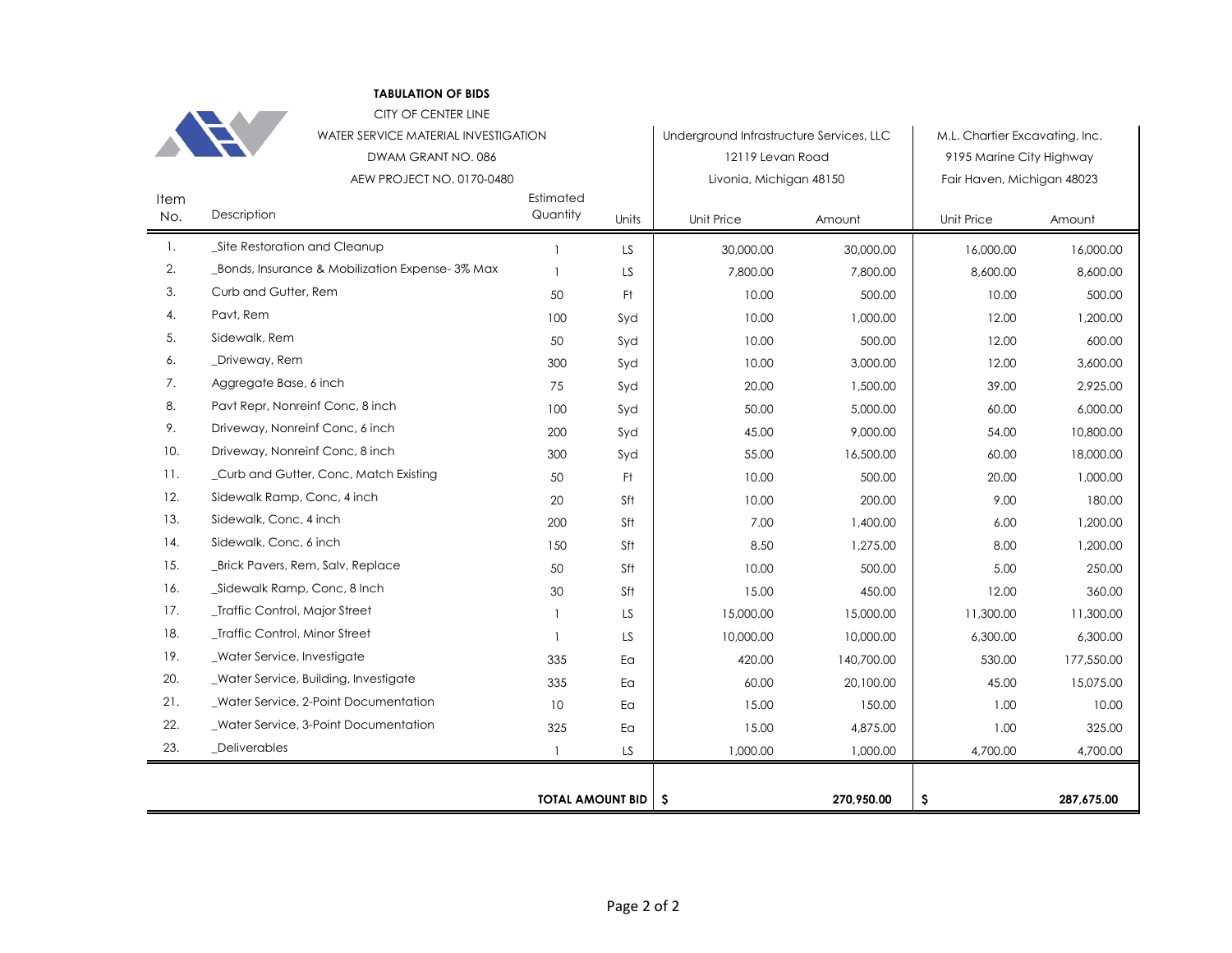**TABULATION OF BIDS**

CITY OF CENTER LINE

WATER SERVICE MATERIAL INVESTIGATION

DWAM GRANT NO. 086

AEW PROJECT NO. 0170-0480

| Item No. | Description | Estimated Quantity | Units | Underground Infrastructure Services, LLC 12119 Levan Road Livonia, Michigan 48150 Unit Price | Amount | M.L. Chartier Excavating, Inc. 9195 Marine City Highway Fair Haven, Michigan 48023 Unit Price | Amount |
|---|---|---|---|---|---|---|---|
| 1. | _Site Restoration and Cleanup | 1 | LS | 30,000.00 | 30,000.00 | 16,000.00 | 16,000.00 |
| 2. | _Bonds, Insurance & Mobilization Expense- 3% Max | 1 | LS | 7,800.00 | 7,800.00 | 8,600.00 | 8,600.00 |
| 3. | Curb and Gutter, Rem | 50 | Ft | 10.00 | 500.00 | 10.00 | 500.00 |
| 4. | Pavt, Rem | 100 | Syd | 10.00 | 1,000.00 | 12.00 | 1,200.00 |
| 5. | Sidewalk, Rem | 50 | Syd | 10.00 | 500.00 | 12.00 | 600.00 |
| 6. | _Driveway, Rem | 300 | Syd | 10.00 | 3,000.00 | 12.00 | 3,600.00 |
| 7. | Aggregate Base, 6 inch | 75 | Syd | 20.00 | 1,500.00 | 39.00 | 2,925.00 |
| 8. | Pavt Repr, Nonreinf Conc, 8 inch | 100 | Syd | 50.00 | 5,000.00 | 60.00 | 6,000.00 |
| 9. | Driveway, Nonreinf Conc, 6 inch | 200 | Syd | 45.00 | 9,000.00 | 54.00 | 10,800.00 |
| 10. | Driveway, Nonreinf Conc, 8 inch | 300 | Syd | 55.00 | 16,500.00 | 60.00 | 18,000.00 |
| 11. | _Curb and Gutter, Conc, Match Existing | 50 | Ft | 10.00 | 500.00 | 20.00 | 1,000.00 |
| 12. | Sidewalk Ramp, Conc, 4 inch | 20 | Sft | 10.00 | 200.00 | 9.00 | 180.00 |
| 13. | Sidewalk, Conc, 4 inch | 200 | Sft | 7.00 | 1,400.00 | 6.00 | 1,200.00 |
| 14. | Sidewalk, Conc, 6 inch | 150 | Sft | 8.50 | 1,275.00 | 8.00 | 1,200.00 |
| 15. | _Brick Pavers, Rem, Salv, Replace | 50 | Sft | 10.00 | 500.00 | 5.00 | 250.00 |
| 16. | _Sidewalk Ramp, Conc, 8 Inch | 30 | Sft | 15.00 | 450.00 | 12.00 | 360.00 |
| 17. | _Traffic Control, Major Street | 1 | LS | 15,000.00 | 15,000.00 | 11,300.00 | 11,300.00 |
| 18. | _Traffic Control, Minor Street | 1 | LS | 10,000.00 | 10,000.00 | 6,300.00 | 6,300.00 |
| 19. | _Water Service, Investigate | 335 | Ea | 420.00 | 140,700.00 | 530.00 | 177,550.00 |
| 20. | _Water Service, Building, Investigate | 335 | Ea | 60.00 | 20,100.00 | 45.00 | 15,075.00 |
| 21. | _Water Service, 2-Point Documentation | 10 | Ea | 15.00 | 150.00 | 1.00 | 10.00 |
| 22. | _Water Service, 3-Point Documentation | 325 | Ea | 15.00 | 4,875.00 | 1.00 | 325.00 |
| 23. | _Deliverables | 1 | LS | 1,000.00 | 1,000.00 | 4,700.00 | 4,700.00 |
| | | **TOTAL AMOUNT BID** | | **$** | **270,950.00** | **$** | **287,675.00** |